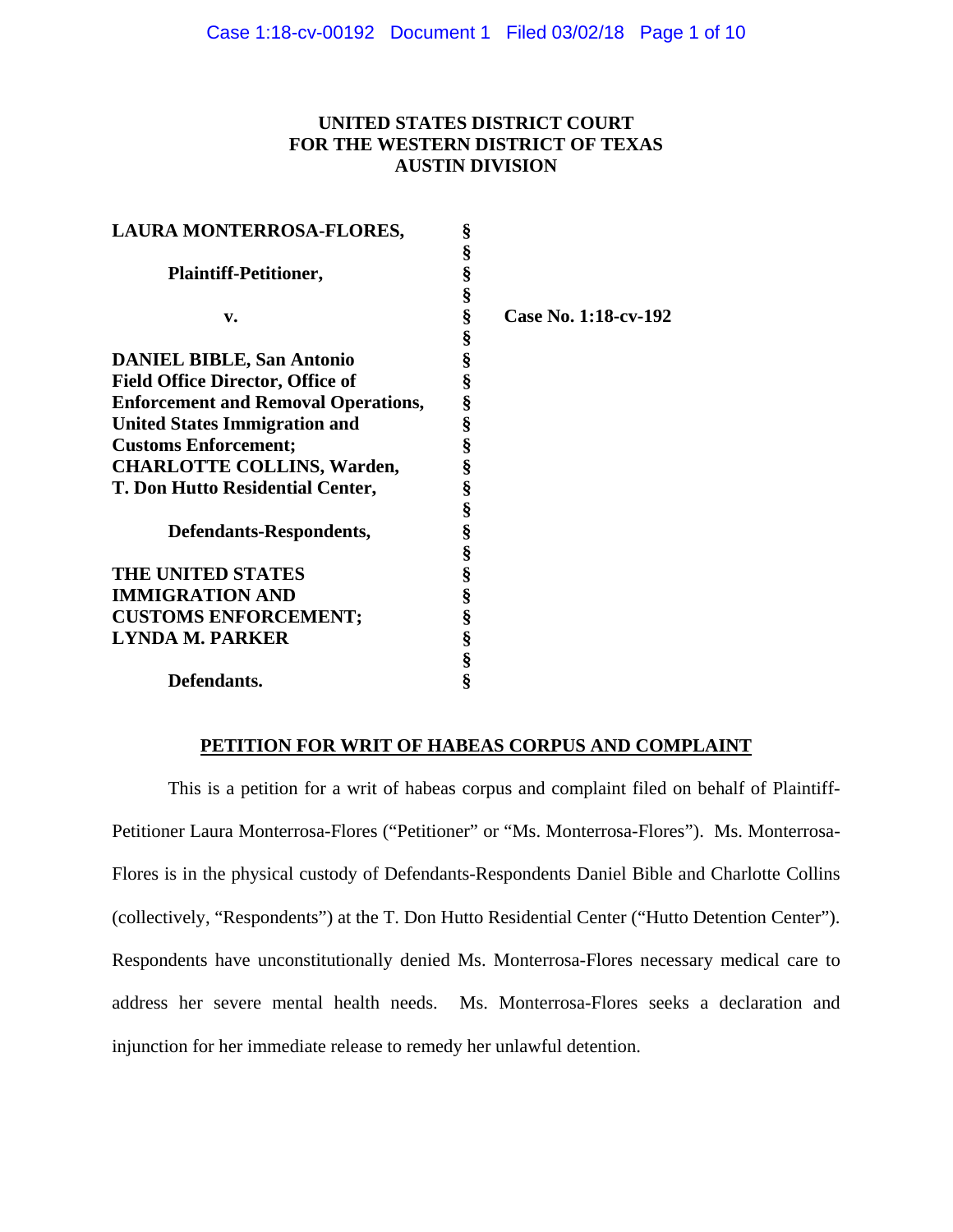**UNITED STATES DISTRICT COURT**
**FOR THE WESTERN DISTRICT OF TEXAS**
**AUSTIN DIVISION**

| | | |
|---|---|---|
| **LAURA MONTERROSA-FLORES,** | § | |
| | § | |
| **Plaintiff-Petitioner,** | § | |
| | § | |
| **v.** | § | **Case No. 1:18-cv-192** |
| | § | |
| **DANIEL BIBLE, San Antonio Field Office Director, Office of Enforcement and Removal Operations, United States Immigration and Customs Enforcement;** | § | |
| **CHARLOTTE COLLINS, Warden, T. Don Hutto Residential Center,** | § | |
| | § | |
| **Defendants-Respondents,** | § | |
| | § | |
| **THE UNITED STATES IMMIGRATION AND CUSTOMS ENFORCEMENT; LYNDA M. PARKER** | § | |
| | § | |
| **Defendants.** | § | |

**PETITION FOR WRIT OF HABEAS CORPUS AND COMPLAINT**

This is a petition for a writ of habeas corpus and complaint filed on behalf of Plaintiff-Petitioner Laura Monterrosa-Flores ("Petitioner" or "Ms. Monterrosa-Flores"). Ms. Monterrosa-Flores is in the physical custody of Defendants-Respondents Daniel Bible and Charlotte Collins (collectively, "Respondents") at the T. Don Hutto Residential Center ("Hutto Detention Center"). Respondents have unconstitutionally denied Ms. Monterrosa-Flores necessary medical care to address her severe mental health needs. Ms. Monterrosa-Flores seeks a declaration and injunction for her immediate release to remedy her unlawful detention.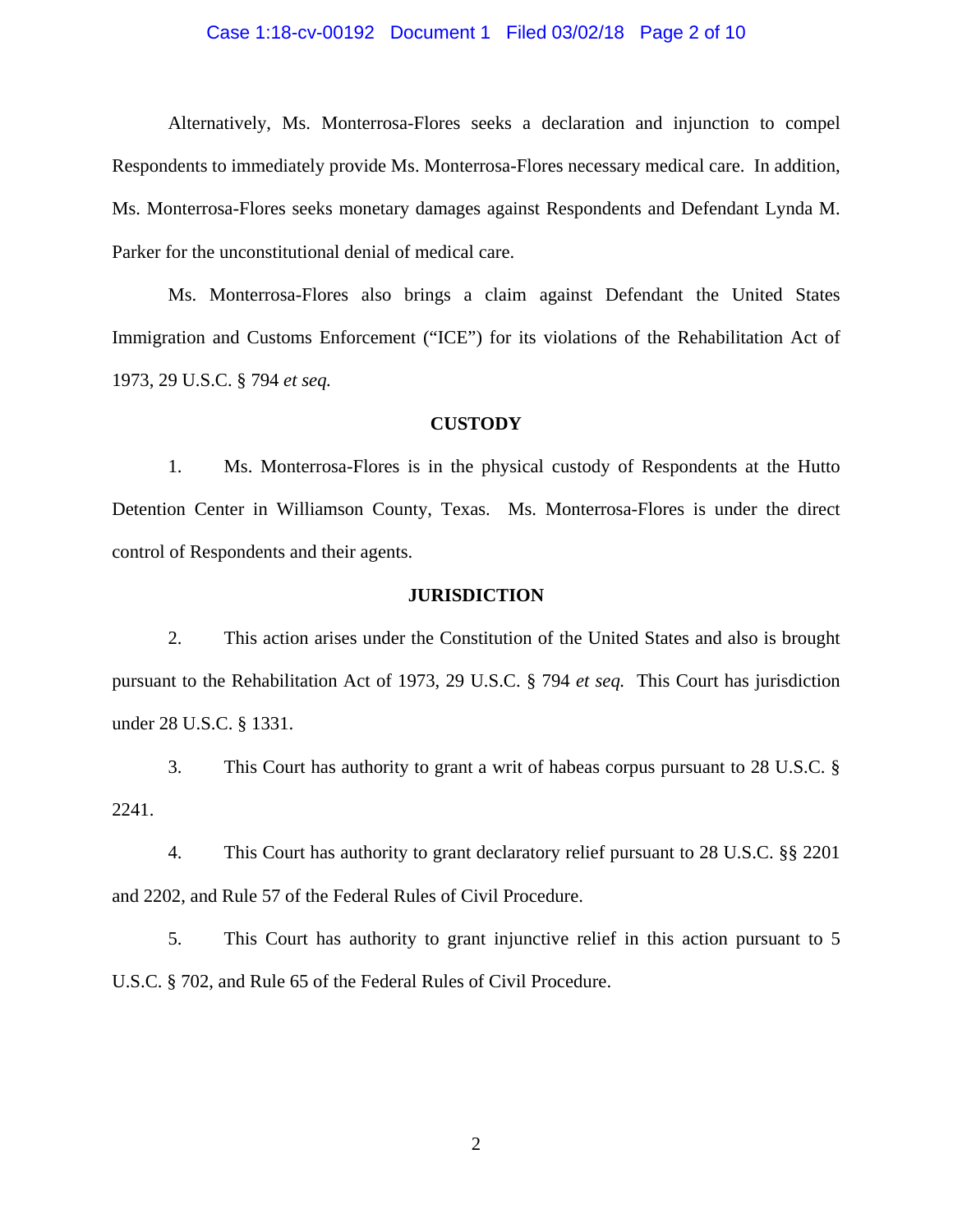Alternatively, Ms. Monterrosa-Flores seeks a declaration and injunction to compel Respondents to immediately provide Ms. Monterrosa-Flores necessary medical care. In addition, Ms. Monterrosa-Flores seeks monetary damages against Respondents and Defendant Lynda M. Parker for the unconstitutional denial of medical care.

Ms. Monterrosa-Flores also brings a claim against Defendant the United States Immigration and Customs Enforcement ("ICE") for its violations of the Rehabilitation Act of 1973, 29 U.S.C. § 794 *et seq.*

## CUSTODY

1. Ms. Monterrosa-Flores is in the physical custody of Respondents at the Hutto Detention Center in Williamson County, Texas. Ms. Monterrosa-Flores is under the direct control of Respondents and their agents.

## JURISDICTION

2. This action arises under the Constitution of the United States and also is brought pursuant to the Rehabilitation Act of 1973, 29 U.S.C. § 794 *et seq.* This Court has jurisdiction under 28 U.S.C. § 1331.

3. This Court has authority to grant a writ of habeas corpus pursuant to 28 U.S.C. § 2241.

4. This Court has authority to grant declaratory relief pursuant to 28 U.S.C. §§ 2201 and 2202, and Rule 57 of the Federal Rules of Civil Procedure.

5. This Court has authority to grant injunctive relief in this action pursuant to 5 U.S.C. § 702, and Rule 65 of the Federal Rules of Civil Procedure.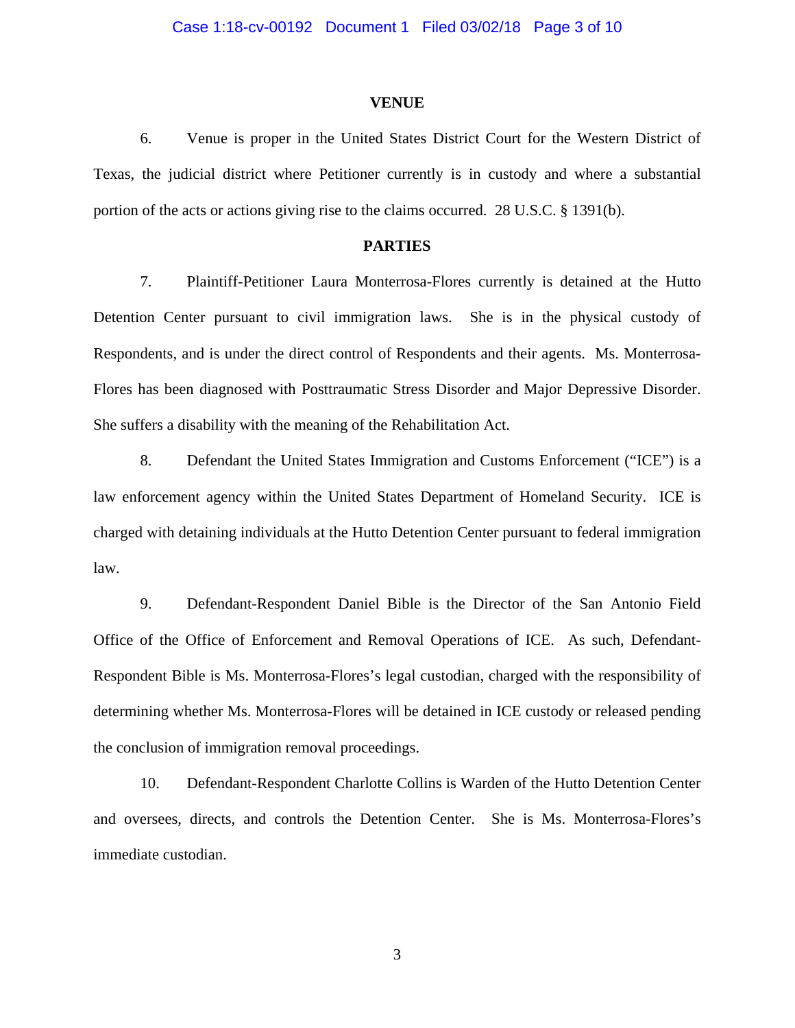## VENUE

6. Venue is proper in the United States District Court for the Western District of Texas, the judicial district where Petitioner currently is in custody and where a substantial portion of the acts or actions giving rise to the claims occurred. 28 U.S.C. § 1391(b).

## PARTIES

7. Plaintiff-Petitioner Laura Monterrosa-Flores currently is detained at the Hutto Detention Center pursuant to civil immigration laws. She is in the physical custody of Respondents, and is under the direct control of Respondents and their agents. Ms. Monterrosa-Flores has been diagnosed with Posttraumatic Stress Disorder and Major Depressive Disorder. She suffers a disability with the meaning of the Rehabilitation Act.

8. Defendant the United States Immigration and Customs Enforcement ("ICE") is a law enforcement agency within the United States Department of Homeland Security. ICE is charged with detaining individuals at the Hutto Detention Center pursuant to federal immigration law.

9. Defendant-Respondent Daniel Bible is the Director of the San Antonio Field Office of the Office of Enforcement and Removal Operations of ICE. As such, Defendant-Respondent Bible is Ms. Monterrosa-Flores's legal custodian, charged with the responsibility of determining whether Ms. Monterrosa-Flores will be detained in ICE custody or released pending the conclusion of immigration removal proceedings.

10. Defendant-Respondent Charlotte Collins is Warden of the Hutto Detention Center and oversees, directs, and controls the Detention Center. She is Ms. Monterrosa-Flores's immediate custodian.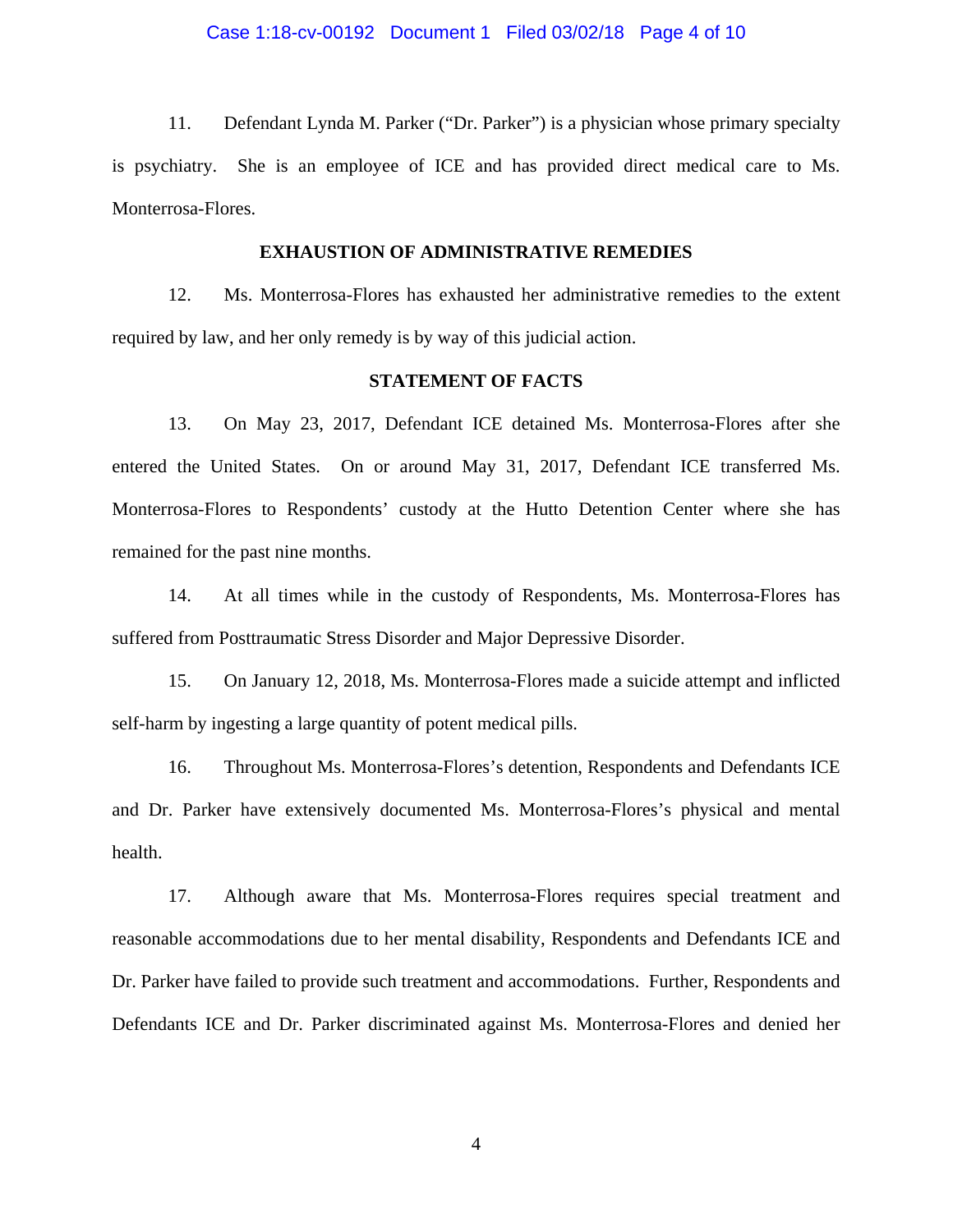11. Defendant Lynda M. Parker ("Dr. Parker") is a physician whose primary specialty is psychiatry. She is an employee of ICE and has provided direct medical care to Ms. Monterrosa-Flores.

## EXHAUSTION OF ADMINISTRATIVE REMEDIES

12. Ms. Monterrosa-Flores has exhausted her administrative remedies to the extent required by law, and her only remedy is by way of this judicial action.

## STATEMENT OF FACTS

13. On May 23, 2017, Defendant ICE detained Ms. Monterrosa-Flores after she entered the United States. On or around May 31, 2017, Defendant ICE transferred Ms. Monterrosa-Flores to Respondents' custody at the Hutto Detention Center where she has remained for the past nine months.

14. At all times while in the custody of Respondents, Ms. Monterrosa-Flores has suffered from Posttraumatic Stress Disorder and Major Depressive Disorder.

15. On January 12, 2018, Ms. Monterrosa-Flores made a suicide attempt and inflicted self-harm by ingesting a large quantity of potent medical pills.

16. Throughout Ms. Monterrosa-Flores's detention, Respondents and Defendants ICE and Dr. Parker have extensively documented Ms. Monterrosa-Flores's physical and mental health.

17. Although aware that Ms. Monterrosa-Flores requires special treatment and reasonable accommodations due to her mental disability, Respondents and Defendants ICE and Dr. Parker have failed to provide such treatment and accommodations. Further, Respondents and Defendants ICE and Dr. Parker discriminated against Ms. Monterrosa-Flores and denied her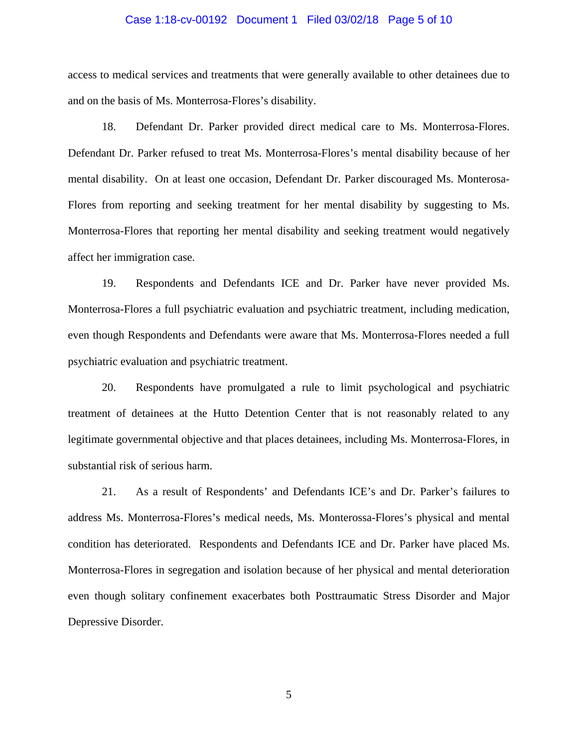access to medical services and treatments that were generally available to other detainees due to and on the basis of Ms. Monterrosa-Flores's disability.

18. Defendant Dr. Parker provided direct medical care to Ms. Monterrosa-Flores. Defendant Dr. Parker refused to treat Ms. Monterrosa-Flores's mental disability because of her mental disability. On at least one occasion, Defendant Dr. Parker discouraged Ms. Monterosa-Flores from reporting and seeking treatment for her mental disability by suggesting to Ms. Monterrosa-Flores that reporting her mental disability and seeking treatment would negatively affect her immigration case.

19. Respondents and Defendants ICE and Dr. Parker have never provided Ms. Monterrosa-Flores a full psychiatric evaluation and psychiatric treatment, including medication, even though Respondents and Defendants were aware that Ms. Monterrosa-Flores needed a full psychiatric evaluation and psychiatric treatment.

20. Respondents have promulgated a rule to limit psychological and psychiatric treatment of detainees at the Hutto Detention Center that is not reasonably related to any legitimate governmental objective and that places detainees, including Ms. Monterrosa-Flores, in substantial risk of serious harm.

21. As a result of Respondents' and Defendants ICE's and Dr. Parker's failures to address Ms. Monterrosa-Flores's medical needs, Ms. Monterossa-Flores's physical and mental condition has deteriorated. Respondents and Defendants ICE and Dr. Parker have placed Ms. Monterrosa-Flores in segregation and isolation because of her physical and mental deterioration even though solitary confinement exacerbates both Posttraumatic Stress Disorder and Major Depressive Disorder.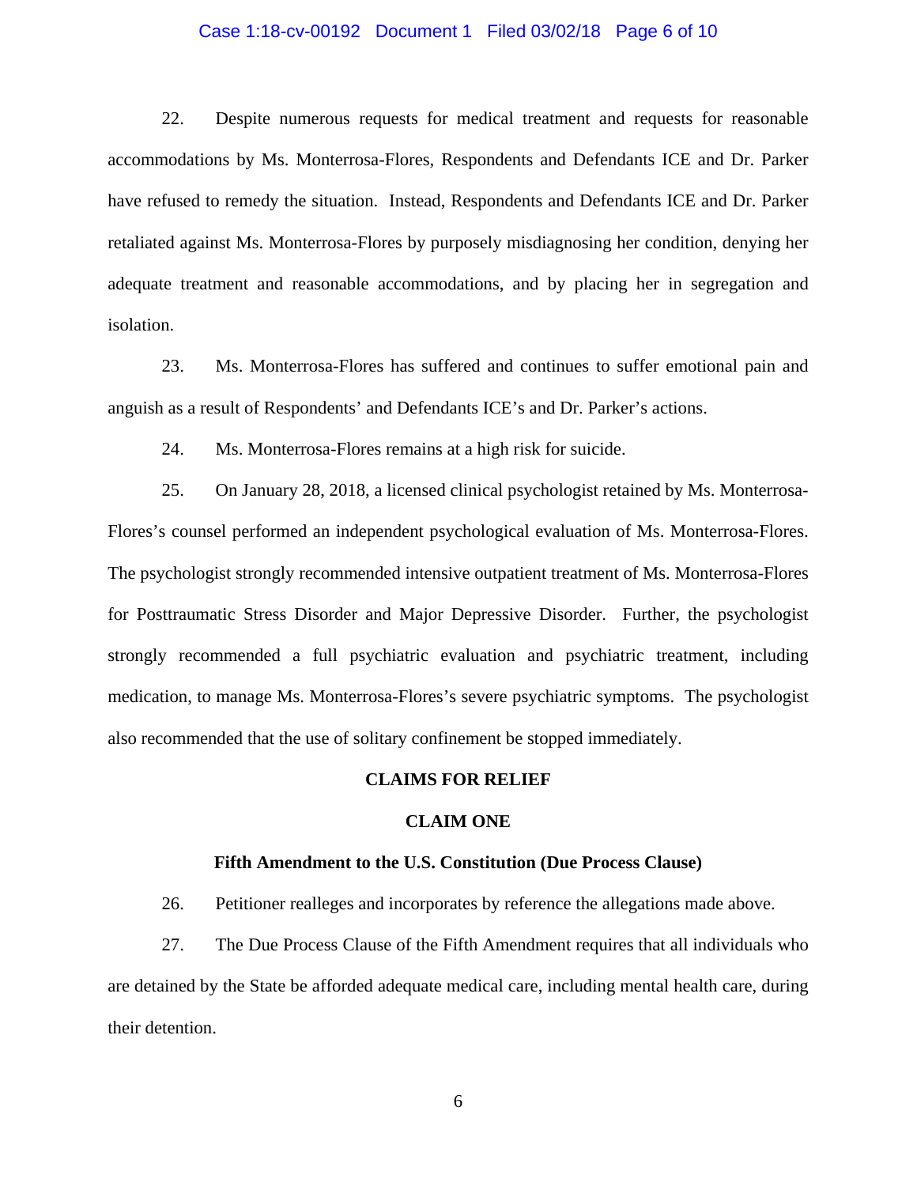22. Despite numerous requests for medical treatment and requests for reasonable accommodations by Ms. Monterrosa-Flores, Respondents and Defendants ICE and Dr. Parker have refused to remedy the situation. Instead, Respondents and Defendants ICE and Dr. Parker retaliated against Ms. Monterrosa-Flores by purposely misdiagnosing her condition, denying her adequate treatment and reasonable accommodations, and by placing her in segregation and isolation.

23. Ms. Monterrosa-Flores has suffered and continues to suffer emotional pain and anguish as a result of Respondents' and Defendants ICE's and Dr. Parker's actions.

24. Ms. Monterrosa-Flores remains at a high risk for suicide.

25. On January 28, 2018, a licensed clinical psychologist retained by Ms. Monterrosa-Flores's counsel performed an independent psychological evaluation of Ms. Monterrosa-Flores. The psychologist strongly recommended intensive outpatient treatment of Ms. Monterrosa-Flores for Posttraumatic Stress Disorder and Major Depressive Disorder. Further, the psychologist strongly recommended a full psychiatric evaluation and psychiatric treatment, including medication, to manage Ms. Monterrosa-Flores's severe psychiatric symptoms. The psychologist also recommended that the use of solitary confinement be stopped immediately.

## CLAIMS FOR RELIEF

### CLAIM ONE

### Fifth Amendment to the U.S. Constitution (Due Process Clause)

26. Petitioner realleges and incorporates by reference the allegations made above.

27. The Due Process Clause of the Fifth Amendment requires that all individuals who are detained by the State be afforded adequate medical care, including mental health care, during their detention.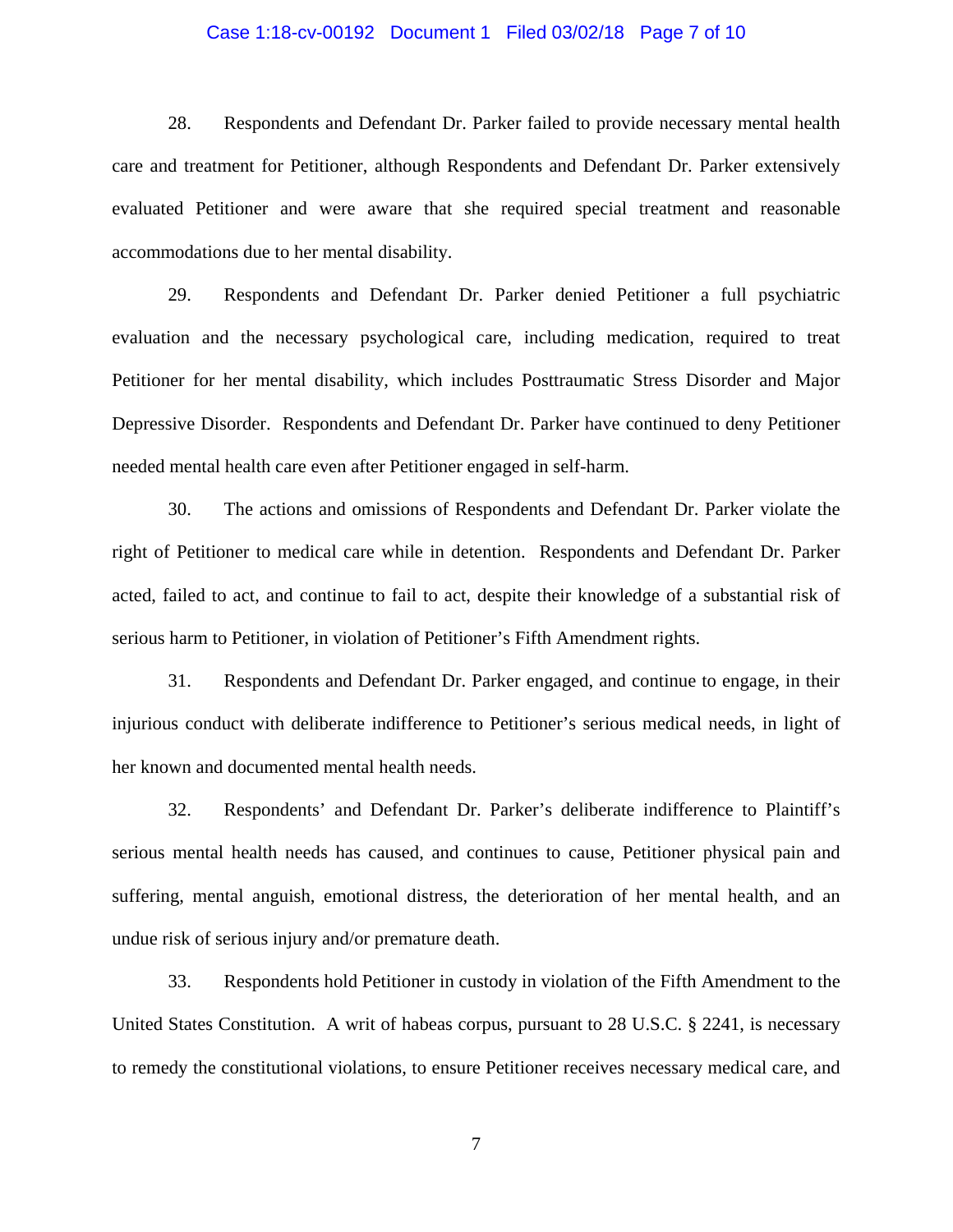28. Respondents and Defendant Dr. Parker failed to provide necessary mental health care and treatment for Petitioner, although Respondents and Defendant Dr. Parker extensively evaluated Petitioner and were aware that she required special treatment and reasonable accommodations due to her mental disability.

29. Respondents and Defendant Dr. Parker denied Petitioner a full psychiatric evaluation and the necessary psychological care, including medication, required to treat Petitioner for her mental disability, which includes Posttraumatic Stress Disorder and Major Depressive Disorder. Respondents and Defendant Dr. Parker have continued to deny Petitioner needed mental health care even after Petitioner engaged in self-harm.

30. The actions and omissions of Respondents and Defendant Dr. Parker violate the right of Petitioner to medical care while in detention. Respondents and Defendant Dr. Parker acted, failed to act, and continue to fail to act, despite their knowledge of a substantial risk of serious harm to Petitioner, in violation of Petitioner's Fifth Amendment rights.

31. Respondents and Defendant Dr. Parker engaged, and continue to engage, in their injurious conduct with deliberate indifference to Petitioner's serious medical needs, in light of her known and documented mental health needs.

32. Respondents' and Defendant Dr. Parker's deliberate indifference to Plaintiff's serious mental health needs has caused, and continues to cause, Petitioner physical pain and suffering, mental anguish, emotional distress, the deterioration of her mental health, and an undue risk of serious injury and/or premature death.

33. Respondents hold Petitioner in custody in violation of the Fifth Amendment to the United States Constitution. A writ of habeas corpus, pursuant to 28 U.S.C. § 2241, is necessary to remedy the constitutional violations, to ensure Petitioner receives necessary medical care, and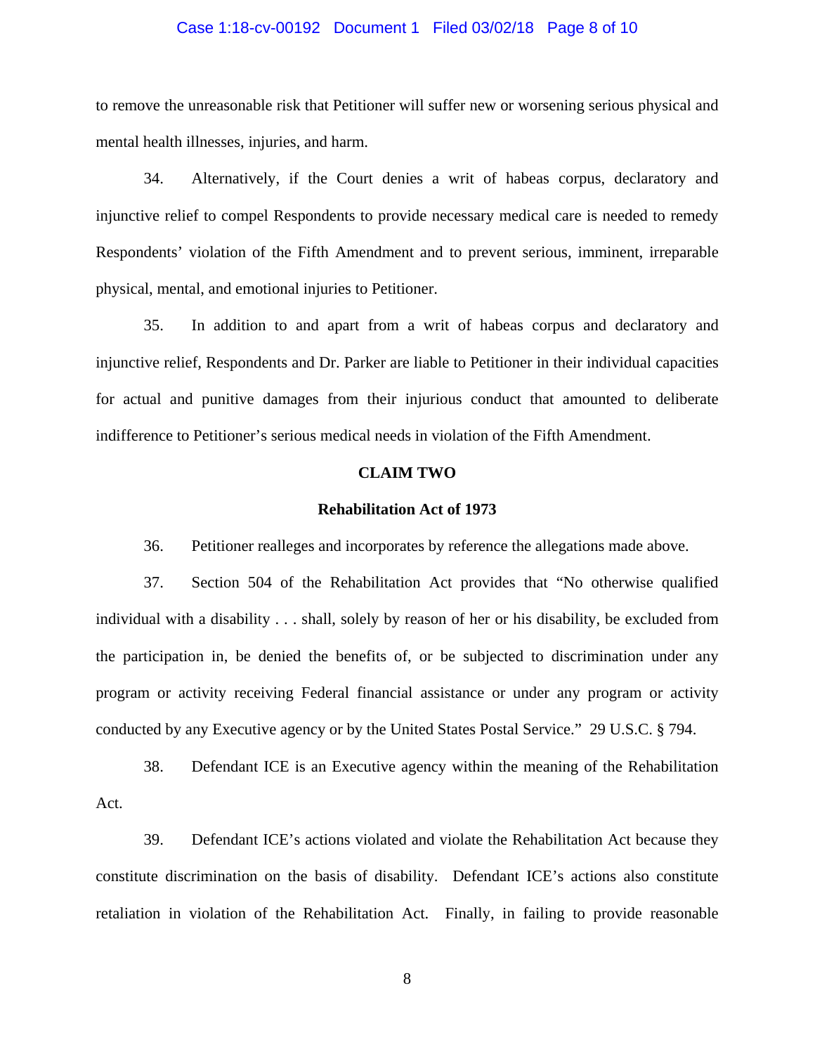to remove the unreasonable risk that Petitioner will suffer new or worsening serious physical and mental health illnesses, injuries, and harm.

34. Alternatively, if the Court denies a writ of habeas corpus, declaratory and injunctive relief to compel Respondents to provide necessary medical care is needed to remedy Respondents' violation of the Fifth Amendment and to prevent serious, imminent, irreparable physical, mental, and emotional injuries to Petitioner.

35. In addition to and apart from a writ of habeas corpus and declaratory and injunctive relief, Respondents and Dr. Parker are liable to Petitioner in their individual capacities for actual and punitive damages from their injurious conduct that amounted to deliberate indifference to Petitioner's serious medical needs in violation of the Fifth Amendment.

**CLAIM TWO**

**Rehabilitation Act of 1973**

36. Petitioner realleges and incorporates by reference the allegations made above.

37. Section 504 of the Rehabilitation Act provides that "No otherwise qualified individual with a disability . . . shall, solely by reason of her or his disability, be excluded from the participation in, be denied the benefits of, or be subjected to discrimination under any program or activity receiving Federal financial assistance or under any program or activity conducted by any Executive agency or by the United States Postal Service." 29 U.S.C. § 794.

38. Defendant ICE is an Executive agency within the meaning of the Rehabilitation Act.

39. Defendant ICE's actions violated and violate the Rehabilitation Act because they constitute discrimination on the basis of disability. Defendant ICE's actions also constitute retaliation in violation of the Rehabilitation Act. Finally, in failing to provide reasonable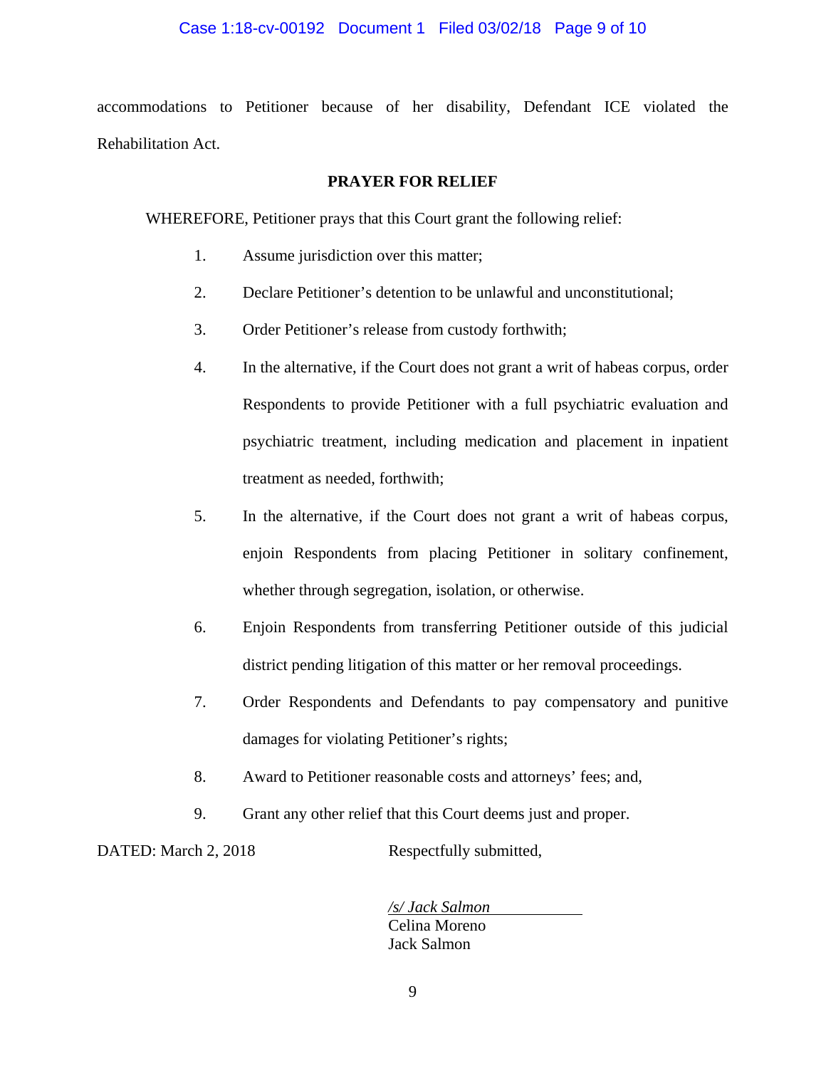accommodations to Petitioner because of her disability, Defendant ICE violated the Rehabilitation Act.

**PRAYER FOR RELIEF**

WHEREFORE, Petitioner prays that this Court grant the following relief:

1. Assume jurisdiction over this matter;
2. Declare Petitioner's detention to be unlawful and unconstitutional;
3. Order Petitioner's release from custody forthwith;
4. In the alternative, if the Court does not grant a writ of habeas corpus, order Respondents to provide Petitioner with a full psychiatric evaluation and psychiatric treatment, including medication and placement in inpatient treatment as needed, forthwith;
5. In the alternative, if the Court does not grant a writ of habeas corpus, enjoin Respondents from placing Petitioner in solitary confinement, whether through segregation, isolation, or otherwise.
6. Enjoin Respondents from transferring Petitioner outside of this judicial district pending litigation of this matter or her removal proceedings.
7. Order Respondents and Defendants to pay compensatory and punitive damages for violating Petitioner's rights;
8. Award to Petitioner reasonable costs and attorneys' fees; and,
9. Grant any other relief that this Court deems just and proper.

DATED: March 2, 2018

Respectfully submitted,

*/s/ Jack Salmon*
Celina Moreno
Jack Salmon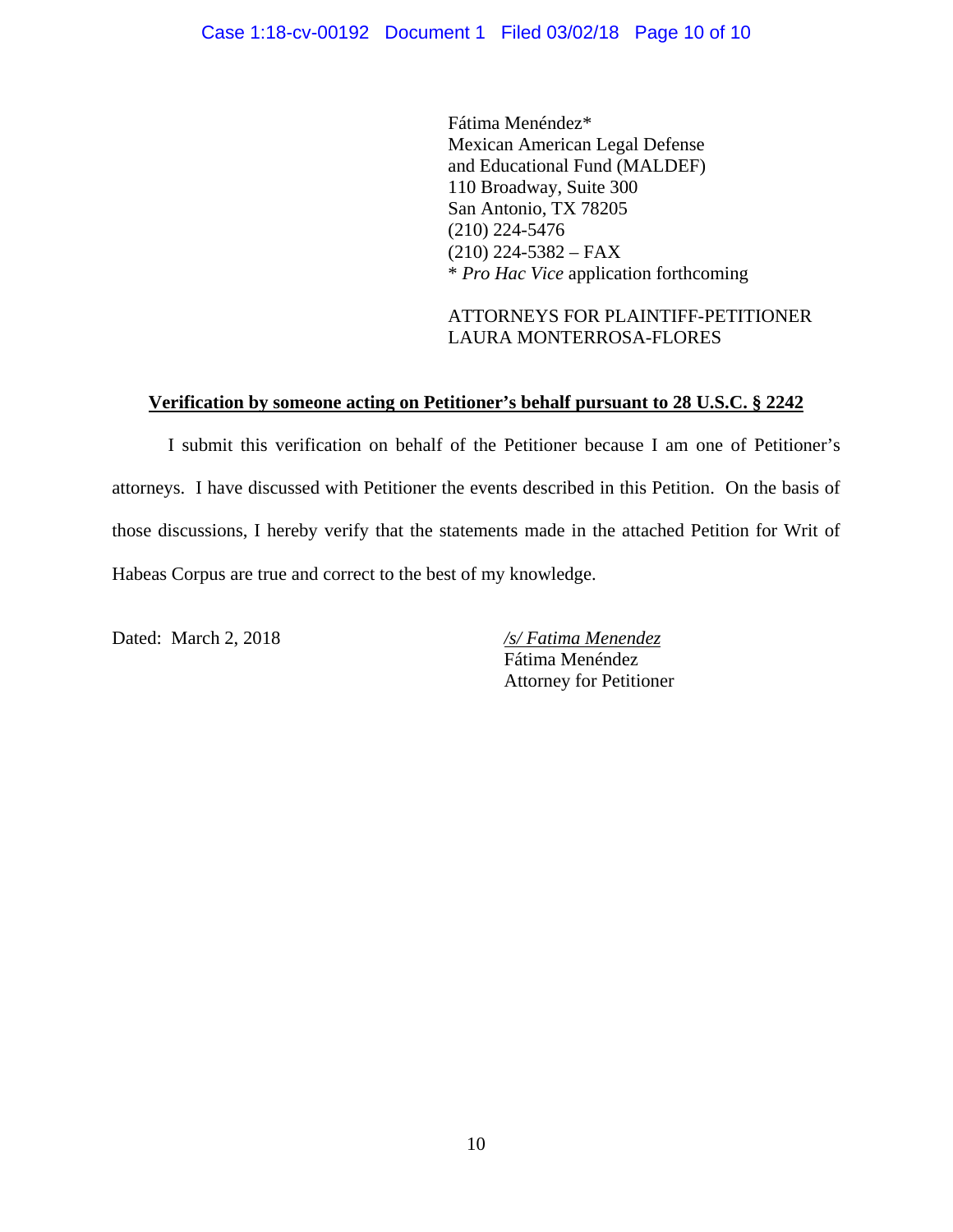Fátima Menéndez*
Mexican American Legal Defense
and Educational Fund (MALDEF)
110 Broadway, Suite 300
San Antonio, TX 78205
(210) 224-5476
(210) 224-5382 – FAX
* *Pro Hac Vice* application forthcoming

ATTORNEYS FOR PLAINTIFF-PETITIONER
LAURA MONTERROSA-FLORES

**Verification by someone acting on Petitioner's behalf pursuant to 28 U.S.C. § 2242**

I submit this verification on behalf of the Petitioner because I am one of Petitioner's attorneys. I have discussed with Petitioner the events described in this Petition. On the basis of those discussions, I hereby verify that the statements made in the attached Petition for Writ of Habeas Corpus are true and correct to the best of my knowledge.

Dated: March 2, 2018

*/s/ Fatima Menendez*
Fátima Menéndez
Attorney for Petitioner